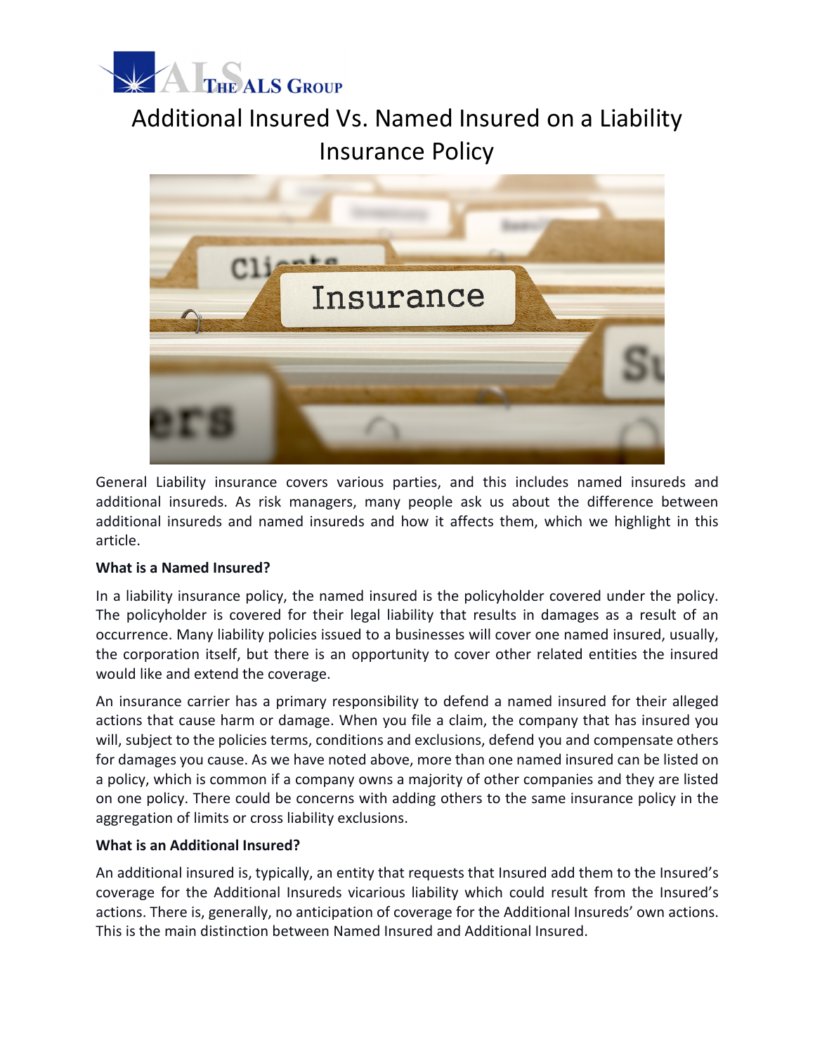# Additional Insured Vs. Named Insured on a Liability Insurance Policy

General Liability insurance covers various parties, and this includes named insureds and additional insureds. As risk managers, many people ask us about the difference between additional insureds and named insureds and how it affects them, which we highlight in this article.

**What is a Named Insured?**

In a liability insurance policy, the named insured is the policyholder covered under the policy. The policyholder is covered for their legal liability that results in damages as a result of an occurrence. Many liability policies issued to a businesses will cover one named insured, usually, the corporation itself, but there is an opportunity to cover other related entities the insured would like and extend the coverage.

An insurance carrier has a primary responsibility to defend a named insured for their alleged actions that cause harm or damage. When you file a claim, the company that has insured you will, subject to the policies terms, conditions and exclusions, defend you and compensate others for damages you cause. As we have noted above, more than one named insured can be listed on a policy, which is common if a company owns a majority of other companies and they are listed on one policy. There could be concerns with adding others to the same insurance policy in the aggregation of limits or cross liability exclusions.

**What is an Additional Insured?**

An additional insured is, typically, an entity that requests that Insured add them to the Insured's coverage for the Additional Insureds vicarious liability which could result from the Insured's actions. There is, generally, no anticipation of coverage for the Additional Insureds' own actions. This is the main distinction between Named Insured and Additional Insured.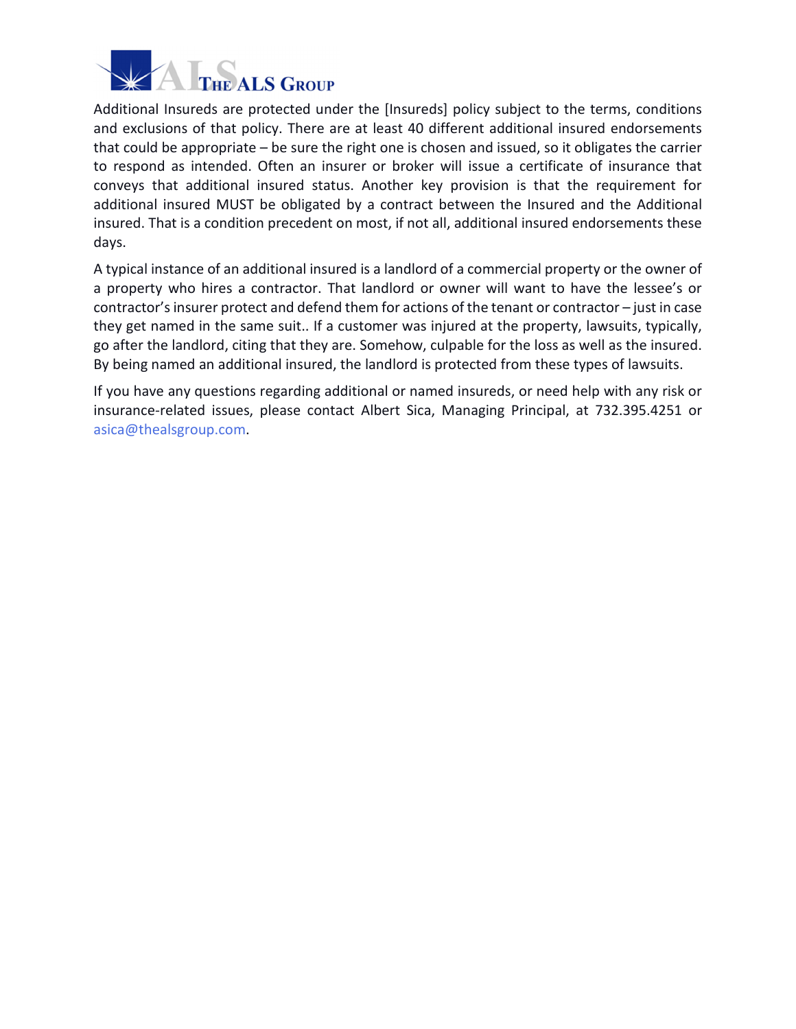Additional Insureds are protected under the [Insureds] policy subject to the terms, conditions and exclusions of that policy. There are at least 40 different additional insured endorsements that could be appropriate – be sure the right one is chosen and issued, so it obligates the carrier to respond as intended. Often an insurer or broker will issue a certificate of insurance that conveys that additional insured status. Another key provision is that the requirement for additional insured MUST be obligated by a contract between the Insured and the Additional insured. That is a condition precedent on most, if not all, additional insured endorsements these days.

A typical instance of an additional insured is a landlord of a commercial property or the owner of a property who hires a contractor. That landlord or owner will want to have the lessee's or contractor's insurer protect and defend them for actions of the tenant or contractor – just in case they get named in the same suit.. If a customer was injured at the property, lawsuits, typically, go after the landlord, citing that they are. Somehow, culpable for the loss as well as the insured. By being named an additional insured, the landlord is protected from these types of lawsuits.

If you have any questions regarding additional or named insureds, or need help with any risk or insurance-related issues, please contact Albert Sica, Managing Principal, at 732.395.4251 or asica@thealsgroup.com.